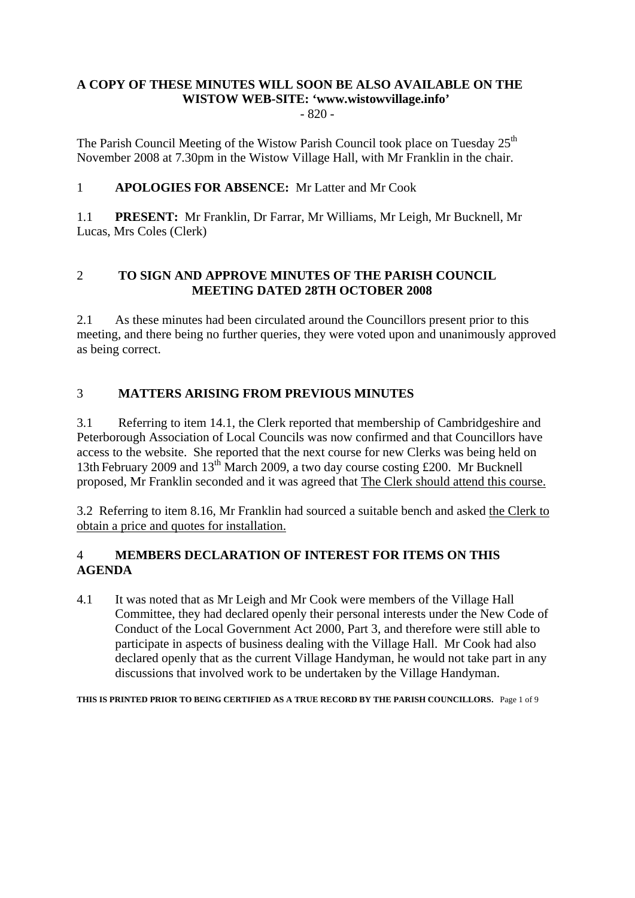**A COPY OF THESE MINUTES WILL SOON BE ALSO AVAILABLE ON THE WISTOW WEB-SITE: 'www.wistowvillage.info'**

- 820 -

The Parish Council Meeting of the Wistow Parish Council took place on Tuesday 25th November 2008 at 7.30pm in the Wistow Village Hall, with Mr Franklin in the chair.

1 **APOLOGIES FOR ABSENCE:** Mr Latter and Mr Cook

1.1 **PRESENT:** Mr Franklin, Dr Farrar, Mr Williams, Mr Leigh, Mr Bucknell, Mr Lucas, Mrs Coles (Clerk)

## 2 TO SIGN AND APPROVE MINUTES OF THE PARISH COUNCIL MEETING DATED 28TH OCTOBER 2008

2.1 As these minutes had been circulated around the Councillors present prior to this meeting, and there being no further queries, they were voted upon and unanimously approved as being correct.

## 3 MATTERS ARISING FROM PREVIOUS MINUTES

3.1 Referring to item 14.1, the Clerk reported that membership of Cambridgeshire and Peterborough Association of Local Councils was now confirmed and that Councillors have access to the website. She reported that the next course for new Clerks was being held on 13th February 2009 and 13th March 2009, a two day course costing £200. Mr Bucknell proposed, Mr Franklin seconded and it was agreed that <u>The Clerk should attend this course.</u>

3.2 Referring to item 8.16, Mr Franklin had sourced a suitable bench and asked <u>the Clerk to obtain a price and quotes for installation.</u>

## 4 MEMBERS DECLARATION OF INTEREST FOR ITEMS ON THIS AGENDA

4.1 It was noted that as Mr Leigh and Mr Cook were members of the Village Hall Committee, they had declared openly their personal interests under the New Code of Conduct of the Local Government Act 2000, Part 3, and therefore were still able to participate in aspects of business dealing with the Village Hall. Mr Cook had also declared openly that as the current Village Handyman, he would not take part in any discussions that involved work to be undertaken by the Village Handyman.

**THIS IS PRINTED PRIOR TO BEING CERTIFIED AS A TRUE RECORD BY THE PARISH COUNCILLORS.**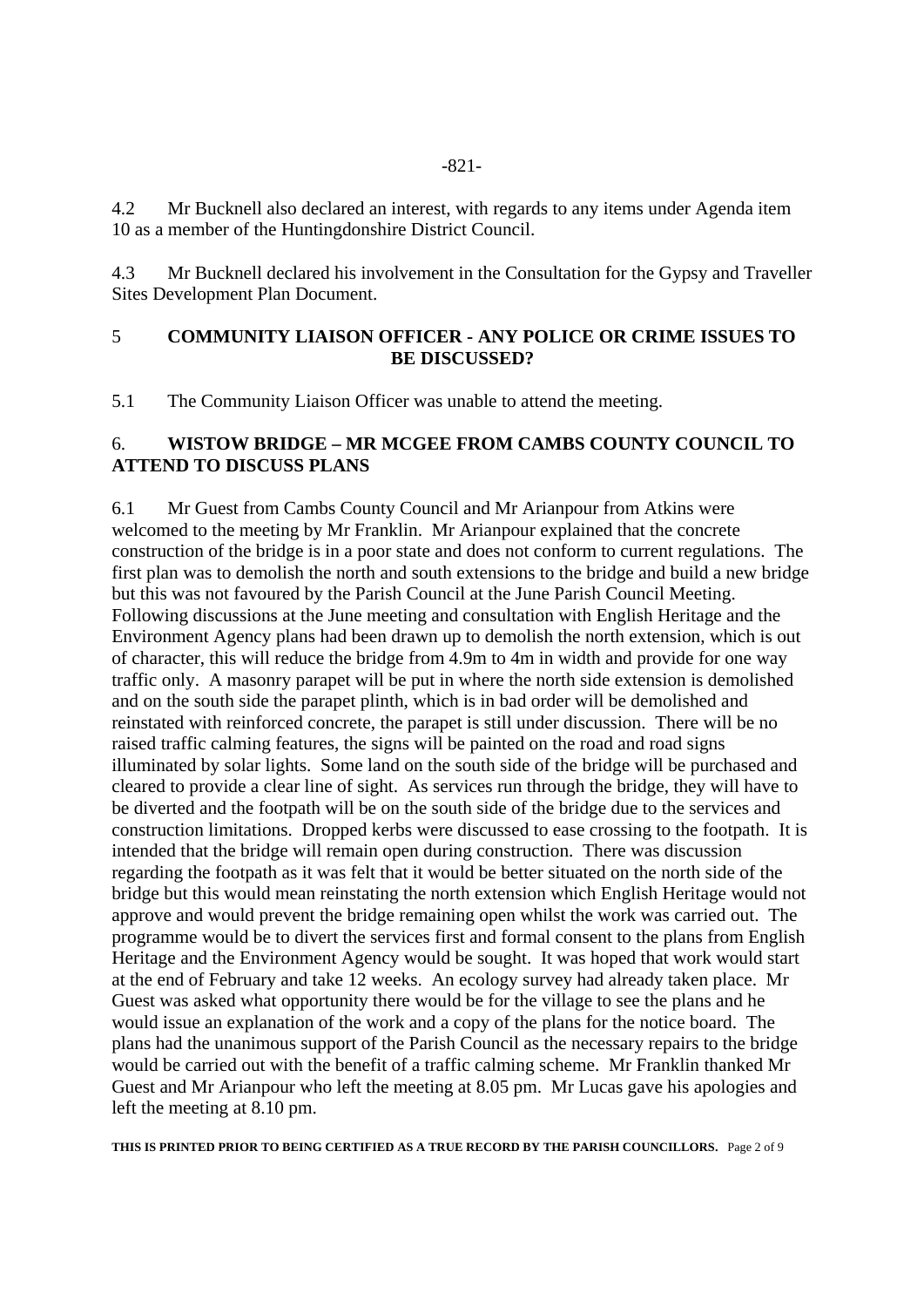4.2 Mr Bucknell also declared an interest, with regards to any items under Agenda item 10 as a member of the Huntingdonshire District Council.

4.3 Mr Bucknell declared his involvement in the Consultation for the Gypsy and Traveller Sites Development Plan Document.

## 5 COMMUNITY LIAISON OFFICER - ANY POLICE OR CRIME ISSUES TO BE DISCUSSED?

5.1 The Community Liaison Officer was unable to attend the meeting.

## 6. WISTOW BRIDGE – MR MCGEE FROM CAMBS COUNTY COUNCIL TO ATTEND TO DISCUSS PLANS

6.1 Mr Guest from Cambs County Council and Mr Arianpour from Atkins were welcomed to the meeting by Mr Franklin. Mr Arianpour explained that the concrete construction of the bridge is in a poor state and does not conform to current regulations. The first plan was to demolish the north and south extensions to the bridge and build a new bridge but this was not favoured by the Parish Council at the June Parish Council Meeting. Following discussions at the June meeting and consultation with English Heritage and the Environment Agency plans had been drawn up to demolish the north extension, which is out of character, this will reduce the bridge from 4.9m to 4m in width and provide for one way traffic only. A masonry parapet will be put in where the north side extension is demolished and on the south side the parapet plinth, which is in bad order will be demolished and reinstated with reinforced concrete, the parapet is still under discussion. There will be no raised traffic calming features, the signs will be painted on the road and road signs illuminated by solar lights. Some land on the south side of the bridge will be purchased and cleared to provide a clear line of sight. As services run through the bridge, they will have to be diverted and the footpath will be on the south side of the bridge due to the services and construction limitations. Dropped kerbs were discussed to ease crossing to the footpath. It is intended that the bridge will remain open during construction. There was discussion regarding the footpath as it was felt that it would be better situated on the north side of the bridge but this would mean reinstating the north extension which English Heritage would not approve and would prevent the bridge remaining open whilst the work was carried out. The programme would be to divert the services first and formal consent to the plans from English Heritage and the Environment Agency would be sought. It was hoped that work would start at the end of February and take 12 weeks. An ecology survey had already taken place. Mr Guest was asked what opportunity there would be for the village to see the plans and he would issue an explanation of the work and a copy of the plans for the notice board. The plans had the unanimous support of the Parish Council as the necessary repairs to the bridge would be carried out with the benefit of a traffic calming scheme. Mr Franklin thanked Mr Guest and Mr Arianpour who left the meeting at 8.05 pm. Mr Lucas gave his apologies and left the meeting at 8.10 pm.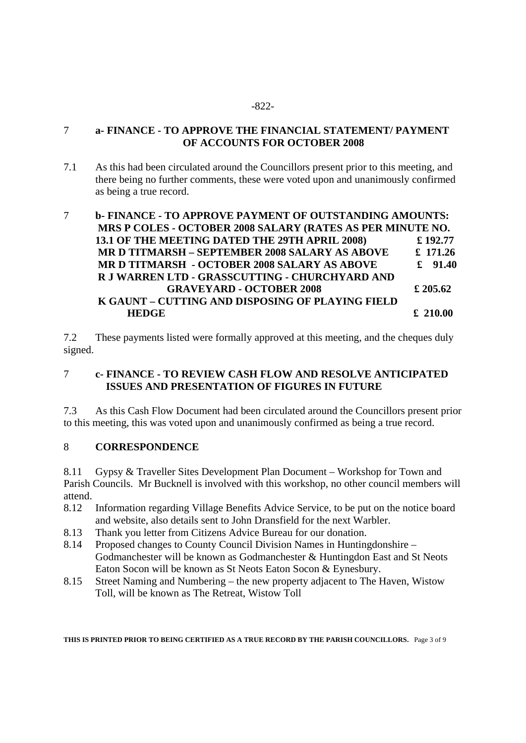-822-

## 7 a- FINANCE - TO APPROVE THE FINANCIAL STATEMENT/ PAYMENT OF ACCOUNTS FOR OCTOBER 2008

7.1 As this had been circulated around the Councillors present prior to this meeting, and there being no further comments, these were voted upon and unanimously confirmed as being a true record.

## 7 b- FINANCE - TO APPROVE PAYMENT OF OUTSTANDING AMOUNTS:

| | |
|---|---|
| **MRS P COLES - OCTOBER 2008 SALARY (RATES AS PER MINUTE NO. 13.1 OF THE MEETING DATED THE 29TH APRIL 2008)** | **£ 192.77** |
| **MR D TITMARSH – SEPTEMBER 2008 SALARY AS ABOVE** | **£ 171.26** |
| **MR D TITMARSH - OCTOBER 2008 SALARY AS ABOVE** | **£ 91.40** |
| **R J WARREN LTD - GRASSCUTTING - CHURCHYARD AND GRAVEYARD - OCTOBER 2008** | **£ 205.62** |
| **K GAUNT – CUTTING AND DISPOSING OF PLAYING FIELD HEDGE** | **£ 210.00** |

7.2 These payments listed were formally approved at this meeting, and the cheques duly signed.

## 7 c- FINANCE - TO REVIEW CASH FLOW AND RESOLVE ANTICIPATED ISSUES AND PRESENTATION OF FIGURES IN FUTURE

7.3 As this Cash Flow Document had been circulated around the Councillors present prior to this meeting, this was voted upon and unanimously confirmed as being a true record.

## 8 CORRESPONDENCE

8.11 Gypsy & Traveller Sites Development Plan Document – Workshop for Town and Parish Councils. Mr Bucknell is involved with this workshop, no other council members will attend.

8.12 Information regarding Village Benefits Advice Service, to be put on the notice board and website, also details sent to John Dransfield for the next Warbler.

8.13 Thank you letter from Citizens Advice Bureau for our donation.

8.14 Proposed changes to County Council Division Names in Huntingdonshire – Godmanchester will be known as Godmanchester & Huntingdon East and St Neots Eaton Socon will be known as St Neots Eaton Socon & Eynesbury.

8.15 Street Naming and Numbering – the new property adjacent to The Haven, Wistow Toll, will be known as The Retreat, Wistow Toll

**THIS IS PRINTED PRIOR TO BEING CERTIFIED AS A TRUE RECORD BY THE PARISH COUNCILLORS.**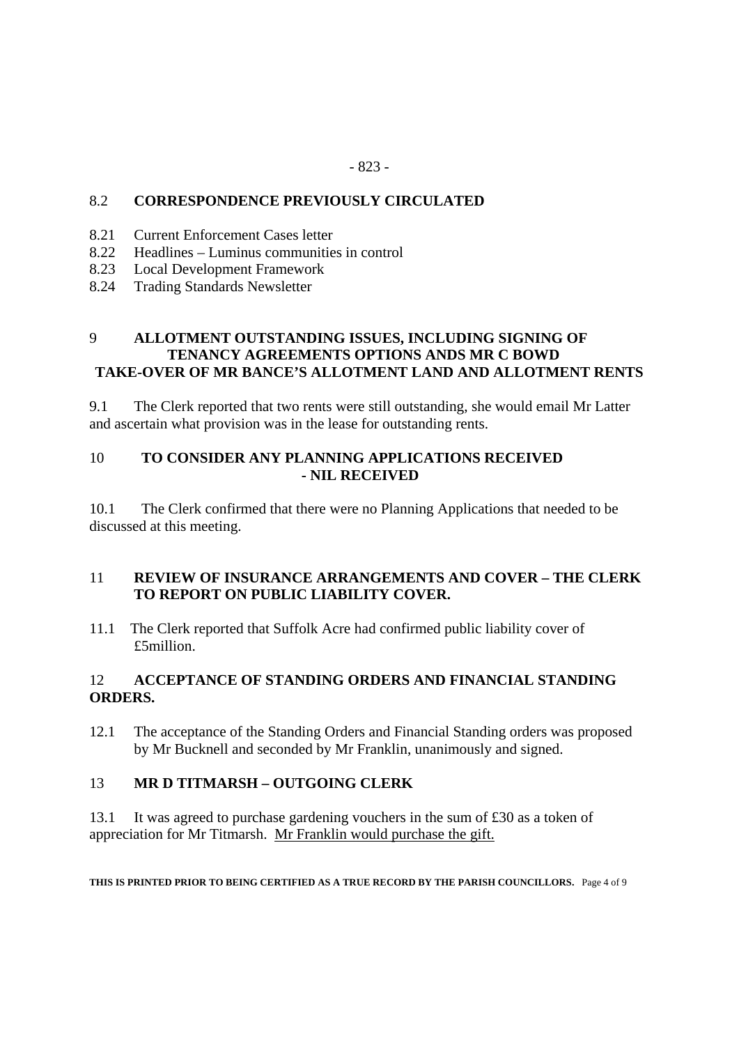## 8.2 CORRESPONDENCE PREVIOUSLY CIRCULATED

8.21 Current Enforcement Cases letter
8.22 Headlines – Luminus communities in control
8.23 Local Development Framework
8.24 Trading Standards Newsletter

## 9 ALLOTMENT OUTSTANDING ISSUES, INCLUDING SIGNING OF TENANCY AGREEMENTS OPTIONS ANDS MR C BOWD TAKE-OVER OF MR BANCE'S ALLOTMENT LAND AND ALLOTMENT RENTS

9.1 The Clerk reported that two rents were still outstanding, she would email Mr Latter and ascertain what provision was in the lease for outstanding rents.

## 10 TO CONSIDER ANY PLANNING APPLICATIONS RECEIVED - NIL RECEIVED

10.1 The Clerk confirmed that there were no Planning Applications that needed to be discussed at this meeting.

## 11 REVIEW OF INSURANCE ARRANGEMENTS AND COVER – THE CLERK TO REPORT ON PUBLIC LIABILITY COVER.

11.1 The Clerk reported that Suffolk Acre had confirmed public liability cover of £5million.

## 12 ACCEPTANCE OF STANDING ORDERS AND FINANCIAL STANDING ORDERS.

12.1 The acceptance of the Standing Orders and Financial Standing orders was proposed by Mr Bucknell and seconded by Mr Franklin, unanimously and signed.

## 13 MR D TITMARSH – OUTGOING CLERK

13.1 It was agreed to purchase gardening vouchers in the sum of £30 as a token of appreciation for Mr Titmarsh. <u>Mr Franklin would purchase the gift.</u>

**THIS IS PRINTED PRIOR TO BEING CERTIFIED AS A TRUE RECORD BY THE PARISH COUNCILLORS.**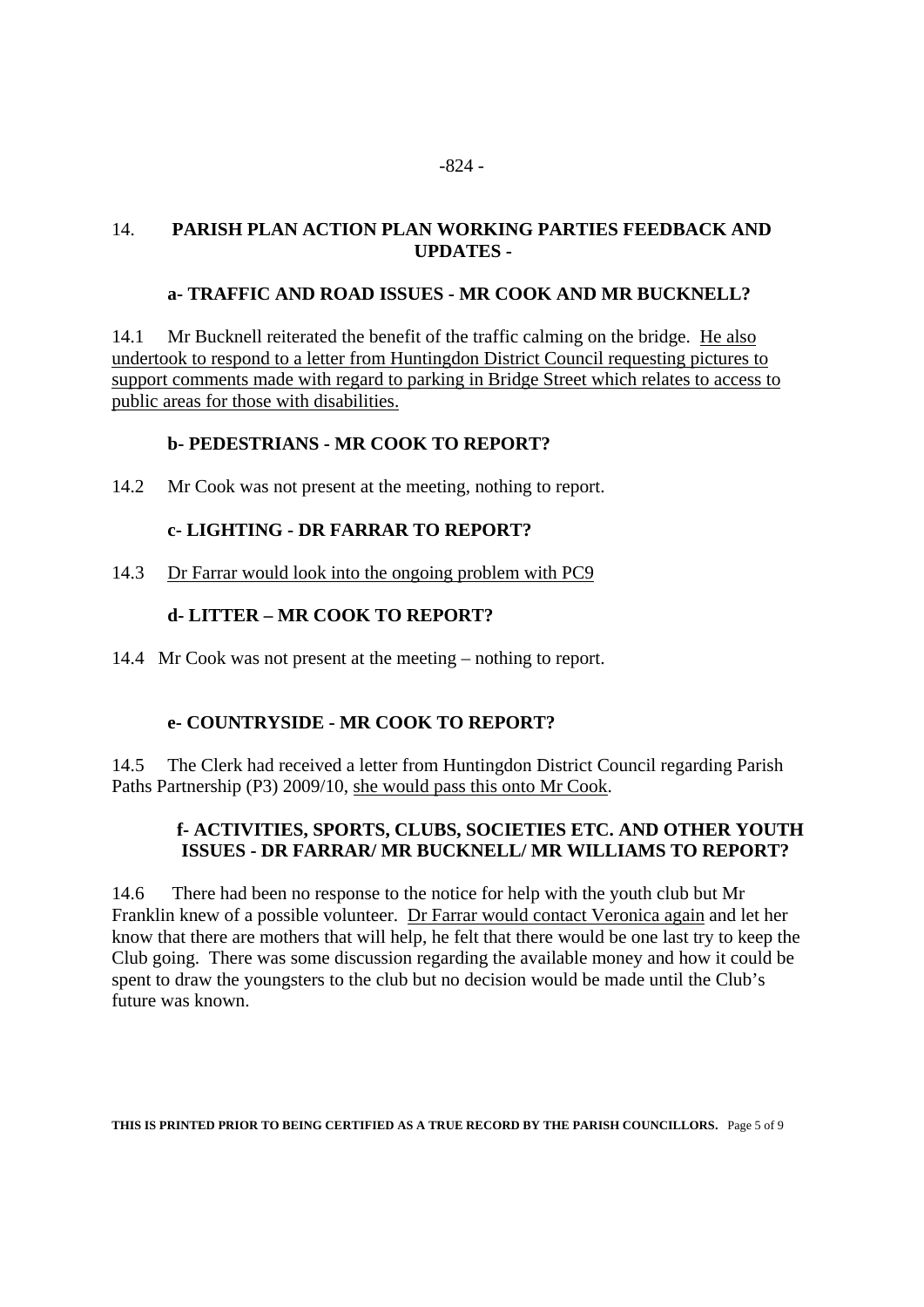## 14. PARISH PLAN ACTION PLAN WORKING PARTIES FEEDBACK AND UPDATES -

### a- TRAFFIC AND ROAD ISSUES - MR COOK AND MR BUCKNELL?

14.1 Mr Bucknell reiterated the benefit of the traffic calming on the bridge. He also undertook to respond to a letter from Huntingdon District Council requesting pictures to support comments made with regard to parking in Bridge Street which relates to access to public areas for those with disabilities.

### b- PEDESTRIANS - MR COOK TO REPORT?

14.2 Mr Cook was not present at the meeting, nothing to report.

### c- LIGHTING - DR FARRAR TO REPORT?

14.3 Dr Farrar would look into the ongoing problem with PC9

### d- LITTER – MR COOK TO REPORT?

14.4 Mr Cook was not present at the meeting – nothing to report.

### e- COUNTRYSIDE - MR COOK TO REPORT?

14.5 The Clerk had received a letter from Huntingdon District Council regarding Parish Paths Partnership (P3) 2009/10, she would pass this onto Mr Cook.

### f- ACTIVITIES, SPORTS, CLUBS, SOCIETIES ETC. AND OTHER YOUTH ISSUES - DR FARRAR/ MR BUCKNELL/ MR WILLIAMS TO REPORT?

14.6 There had been no response to the notice for help with the youth club but Mr Franklin knew of a possible volunteer. Dr Farrar would contact Veronica again and let her know that there are mothers that will help, he felt that there would be one last try to keep the Club going. There was some discussion regarding the available money and how it could be spent to draw the youngsters to the club but no decision would be made until the Club's future was known.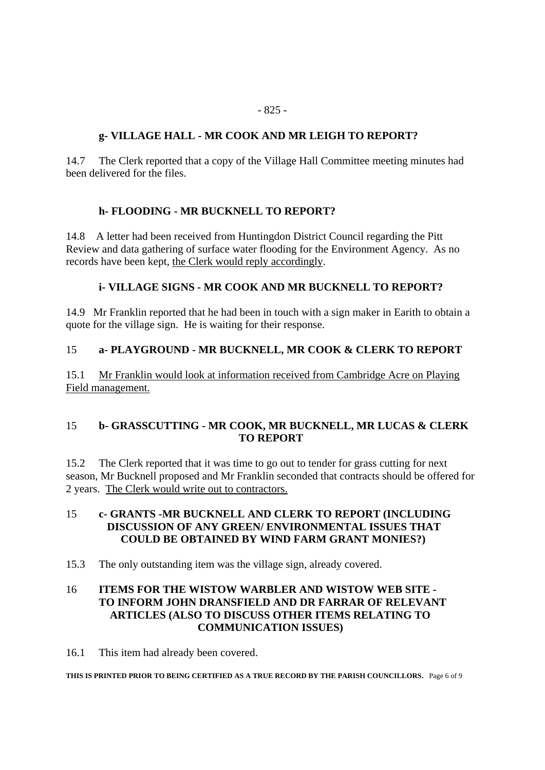**g- VILLAGE HALL - MR COOK AND MR LEIGH TO REPORT?**

14.7 The Clerk reported that a copy of the Village Hall Committee meeting minutes had been delivered for the files.

**h- FLOODING - MR BUCKNELL TO REPORT?**

14.8 A letter had been received from Huntingdon District Council regarding the Pitt Review and data gathering of surface water flooding for the Environment Agency. As no records have been kept, the Clerk would reply accordingly.

**i- VILLAGE SIGNS - MR COOK AND MR BUCKNELL TO REPORT?**

14.9 Mr Franklin reported that he had been in touch with a sign maker in Earith to obtain a quote for the village sign. He is waiting for their response.

15 **a- PLAYGROUND - MR BUCKNELL, MR COOK & CLERK TO REPORT**

15.1 Mr Franklin would look at information received from Cambridge Acre on Playing Field management.

15 **b- GRASSCUTTING - MR COOK, MR BUCKNELL, MR LUCAS & CLERK TO REPORT**

15.2 The Clerk reported that it was time to go out to tender for grass cutting for next season, Mr Bucknell proposed and Mr Franklin seconded that contracts should be offered for 2 years. The Clerk would write out to contractors.

15 **c- GRANTS -MR BUCKNELL AND CLERK TO REPORT (INCLUDING DISCUSSION OF ANY GREEN/ ENVIRONMENTAL ISSUES THAT COULD BE OBTAINED BY WIND FARM GRANT MONIES?)**

15.3 The only outstanding item was the village sign, already covered.

16 **ITEMS FOR THE WISTOW WARBLER AND WISTOW WEB SITE - TO INFORM JOHN DRANSFIELD AND DR FARRAR OF RELEVANT ARTICLES (ALSO TO DISCUSS OTHER ITEMS RELATING TO COMMUNICATION ISSUES)**

16.1 This item had already been covered.

**THIS IS PRINTED PRIOR TO BEING CERTIFIED AS A TRUE RECORD BY THE PARISH COUNCILLORS.**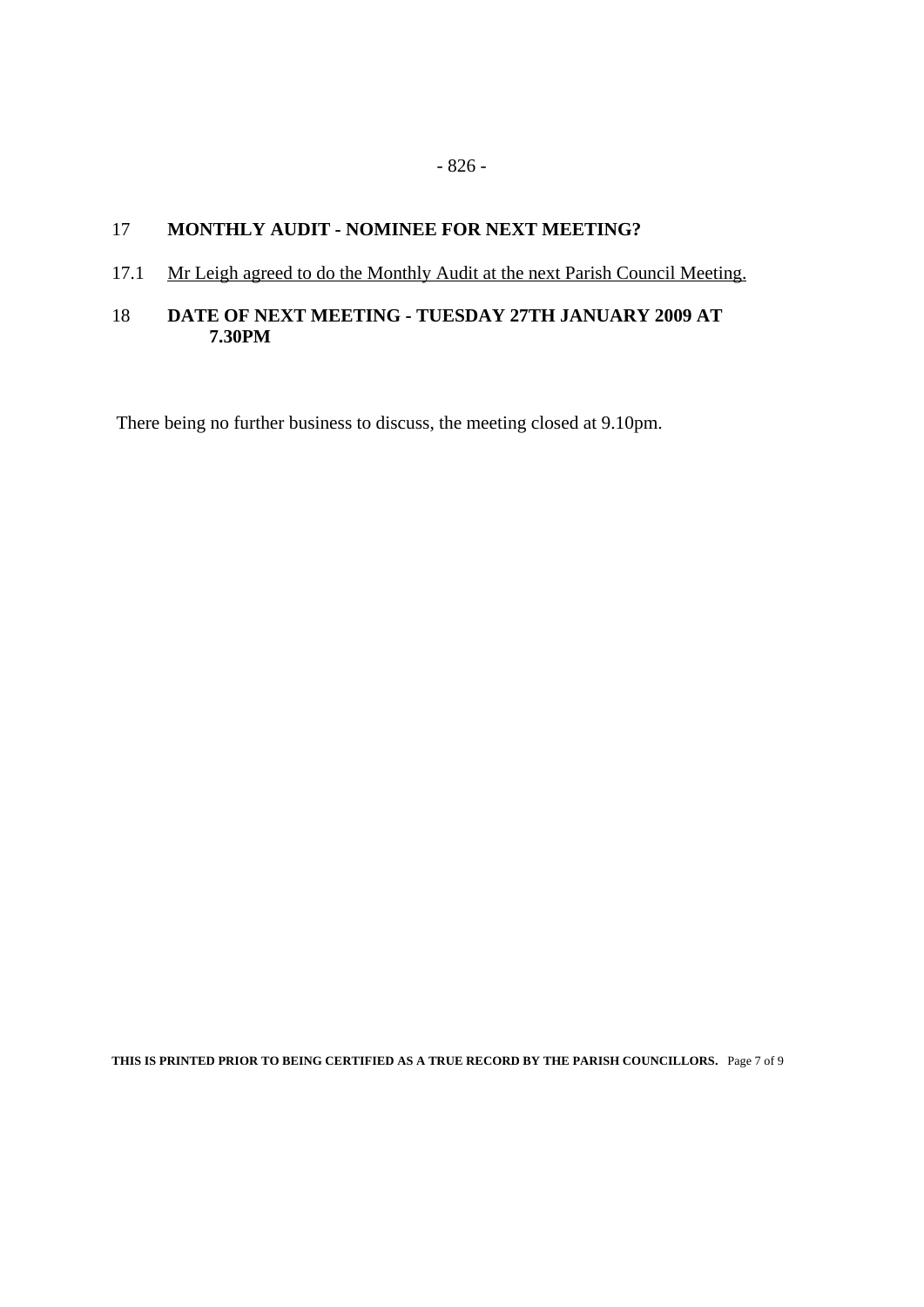## 17 MONTHLY AUDIT - NOMINEE FOR NEXT MEETING?

17.1 Mr Leigh agreed to do the Monthly Audit at the next Parish Council Meeting.

## 18 DATE OF NEXT MEETING - TUESDAY 27TH JANUARY 2009 AT 7.30PM

There being no further business to discuss, the meeting closed at 9.10pm.

**THIS IS PRINTED PRIOR TO BEING CERTIFIED AS A TRUE RECORD BY THE PARISH COUNCILLORS.**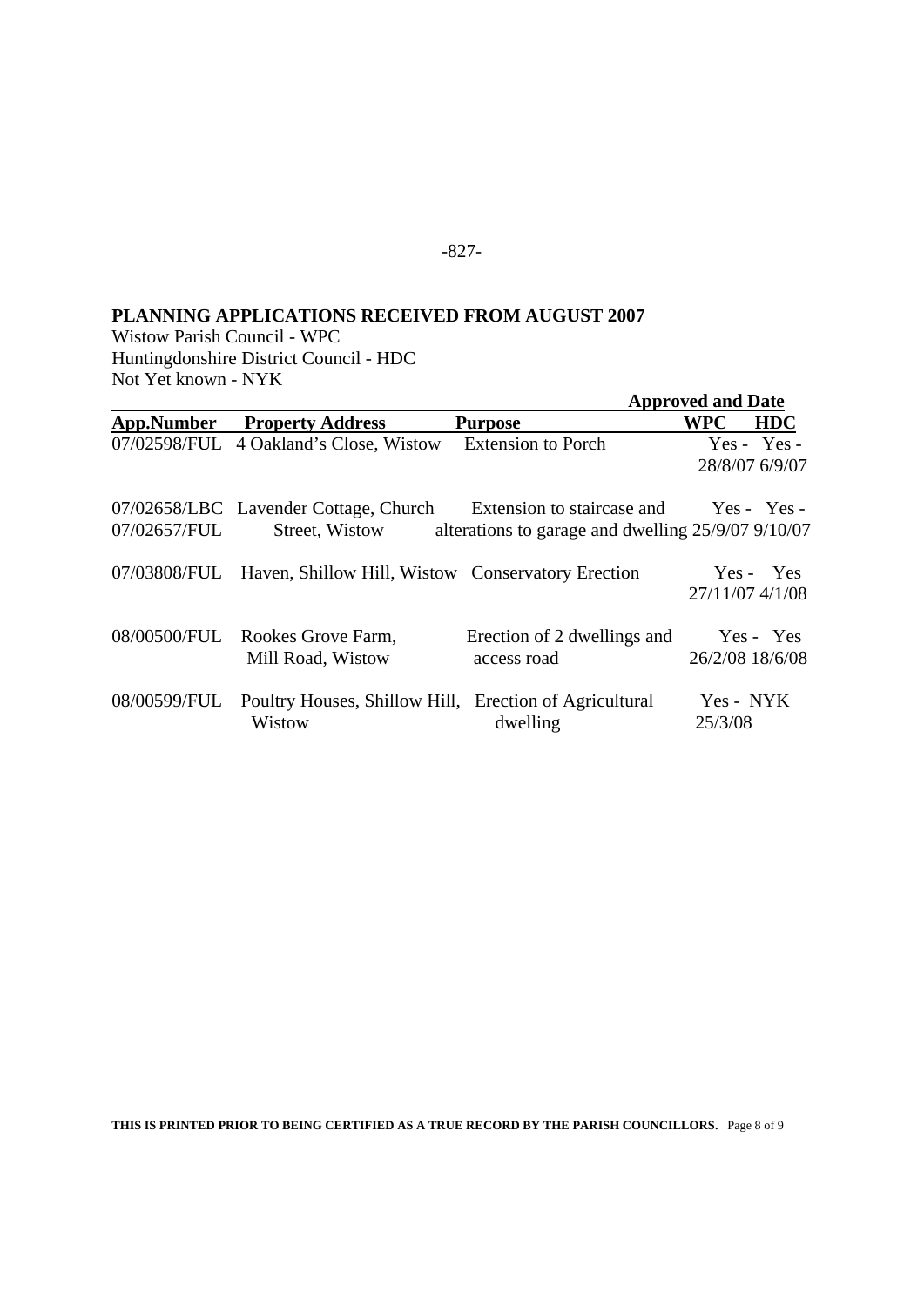-827-

## PLANNING APPLICATIONS RECEIVED FROM AUGUST 2007

Wistow Parish Council - WPC
Huntingdonshire District Council - HDC
Not Yet known - NYK

| App.Number | Property Address | Purpose | Approved and Date WPC | HDC |
|---|---|---|---|---|
| 07/02598/FUL | 4 Oakland's Close, Wistow | Extension to Porch | Yes - 28/8/07 | Yes - 6/9/07 |
| 07/02658/LBC 07/02657/FUL | Lavender Cottage, Church Street, Wistow | Extension to staircase and alterations to garage and dwelling | Yes - 25/9/07 | Yes - 9/10/07 |
| 07/03808/FUL | Haven, Shillow Hill, Wistow | Conservatory Erection | Yes - 27/11/07 | Yes 4/1/08 |
| 08/00500/FUL | Rookes Grove Farm, Mill Road, Wistow | Erection of 2 dwellings and access road | Yes - 26/2/08 | Yes 18/6/08 |
| 08/00599/FUL | Poultry Houses, Shillow Hill, Wistow | Erection of Agricultural dwelling | Yes - 25/3/08 | NYK |

**THIS IS PRINTED PRIOR TO BEING CERTIFIED AS A TRUE RECORD BY THE PARISH COUNCILLORS.**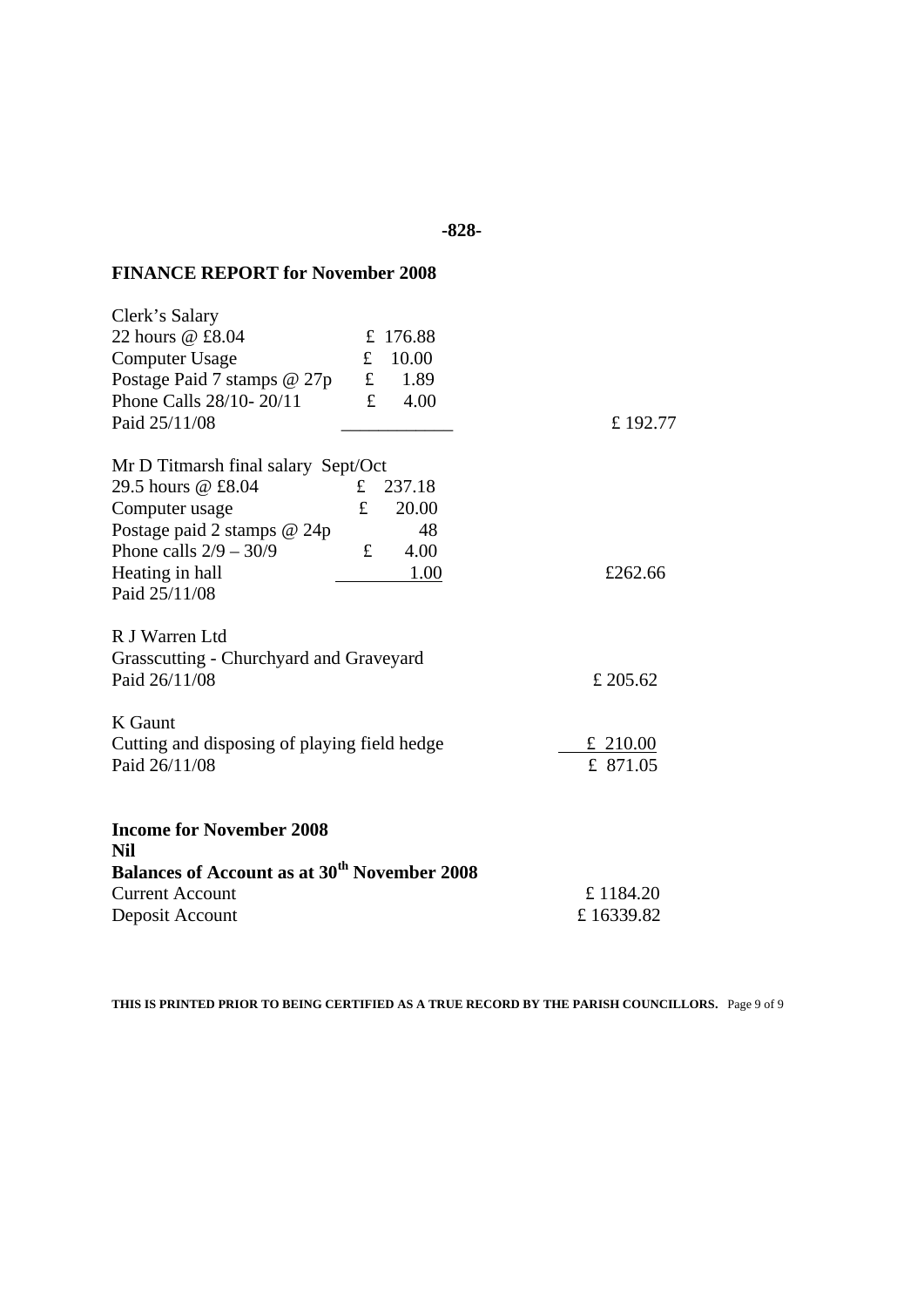## FINANCE REPORT for November 2008

| | | |
|---|---|---|
| Clerk's Salary | | |
| 22 hours @ £8.04 | £ 176.88 | |
| Computer Usage | £ 10.00 | |
| Postage Paid 7 stamps @ 27p | £ 1.89 | |
| Phone Calls 28/10- 20/11 | £ 4.00 | |
| Paid 25/11/08 | | £ 192.77 |
| | | |
| Mr D Titmarsh final salary Sept/Oct | | |
| 29.5 hours @ £8.04 | £ 237.18 | |
| Computer usage | £ 20.00 | |
| Postage paid 2 stamps @ 24p | 48 | |
| Phone calls 2/9 – 30/9 | £ 4.00 | |
| Heating in hall | 1.00 | £262.66 |
| Paid 25/11/08 | | |
| | | |
| R J Warren Ltd | | |
| Grasscutting - Churchyard and Graveyard | | |
| Paid 26/11/08 | | £ 205.62 |
| | | |
| K Gaunt | | |
| Cutting and disposing of playing field hedge | | £ 210.00 |
| Paid 26/11/08 | | £ 871.05 |

**Income for November 2008**

**Nil**

**Balances of Account as at 30th November 2008**

| | |
|---|---|
| Current Account | £ 1184.20 |
| Deposit Account | £ 16339.82 |

**THIS IS PRINTED PRIOR TO BEING CERTIFIED AS A TRUE RECORD BY THE PARISH COUNCILLORS.**